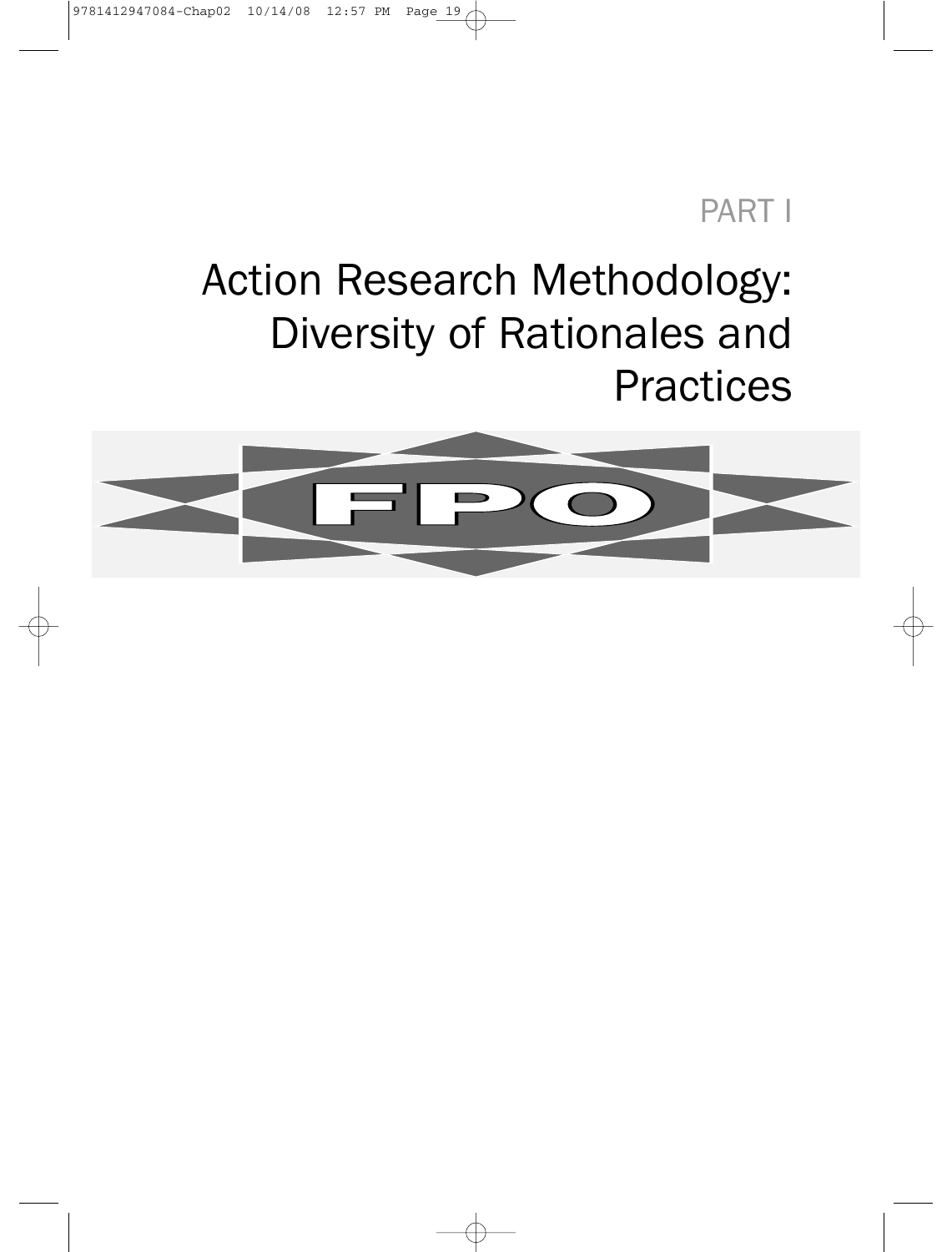PART I

# Action Research Methodology: Diversity of Rationales and Practices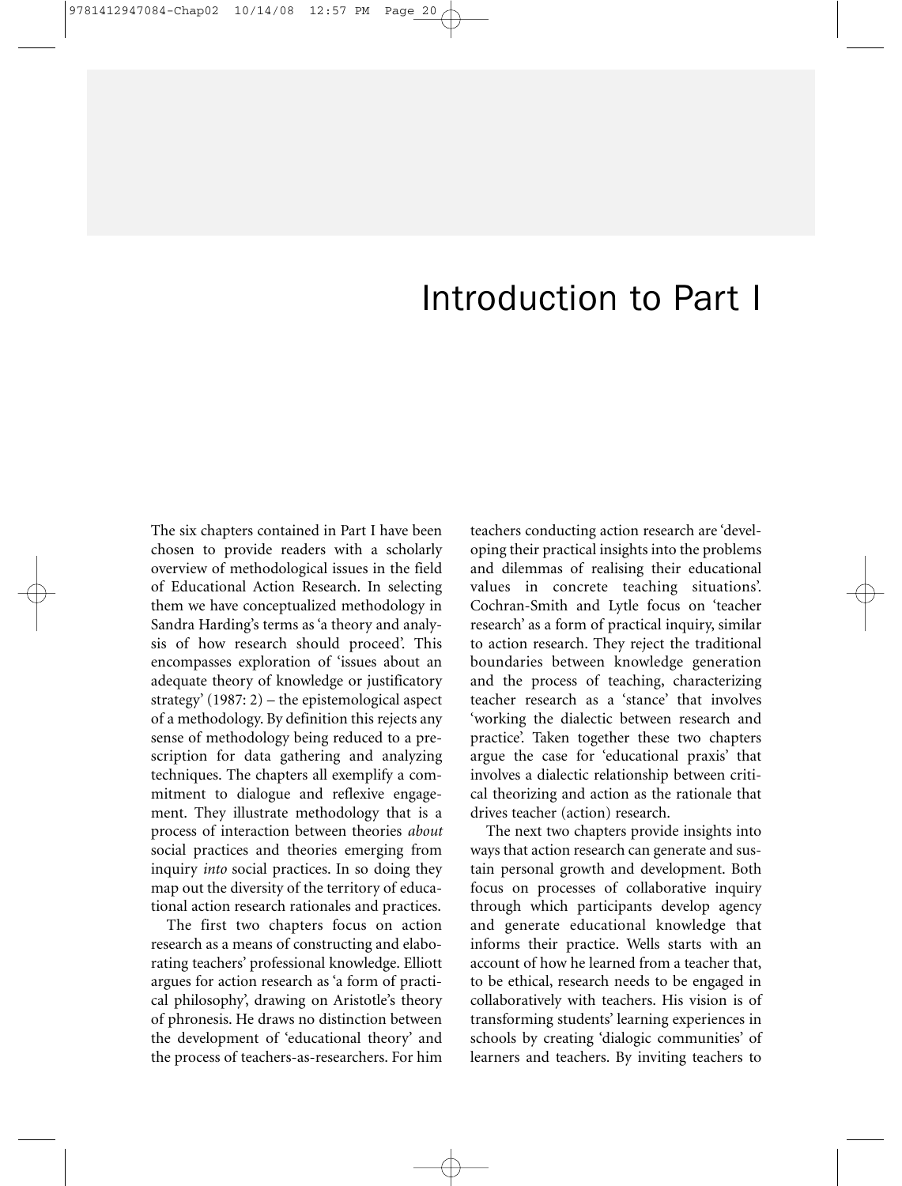# Introduction to Part I

The six chapters contained in Part I have been chosen to provide readers with a scholarly overview of methodological issues in the field of Educational Action Research. In selecting them we have conceptualized methodology in Sandra Harding's terms as 'a theory and analysis of how research should proceed'. This encompasses exploration of 'issues about an adequate theory of knowledge or justificatory strategy' (1987: 2) – the epistemological aspect of a methodology. By definition this rejects any sense of methodology being reduced to a prescription for data gathering and analyzing techniques. The chapters all exemplify a commitment to dialogue and reflexive engagement. They illustrate methodology that is a process of interaction between theories *about* social practices and theories emerging from inquiry *into* social practices. In so doing they map out the diversity of the territory of educational action research rationales and practices.

The first two chapters focus on action research as a means of constructing and elaborating teachers' professional knowledge. Elliott argues for action research as 'a form of practical philosophy', drawing on Aristotle's theory of phronesis. He draws no distinction between the development of 'educational theory' and the process of teachers-as-researchers. For him teachers conducting action research are 'developing their practical insights into the problems and dilemmas of realising their educational values in concrete teaching situations'. Cochran-Smith and Lytle focus on 'teacher research' as a form of practical inquiry, similar to action research. They reject the traditional boundaries between knowledge generation and the process of teaching, characterizing teacher research as a 'stance' that involves 'working the dialectic between research and practice'. Taken together these two chapters argue the case for 'educational praxis' that involves a dialectic relationship between critical theorizing and action as the rationale that drives teacher (action) research.

The next two chapters provide insights into ways that action research can generate and sustain personal growth and development. Both focus on processes of collaborative inquiry through which participants develop agency and generate educational knowledge that informs their practice. Wells starts with an account of how he learned from a teacher that, to be ethical, research needs to be engaged in collaboratively with teachers. His vision is of transforming students' learning experiences in schools by creating 'dialogic communities' of learners and teachers. By inviting teachers to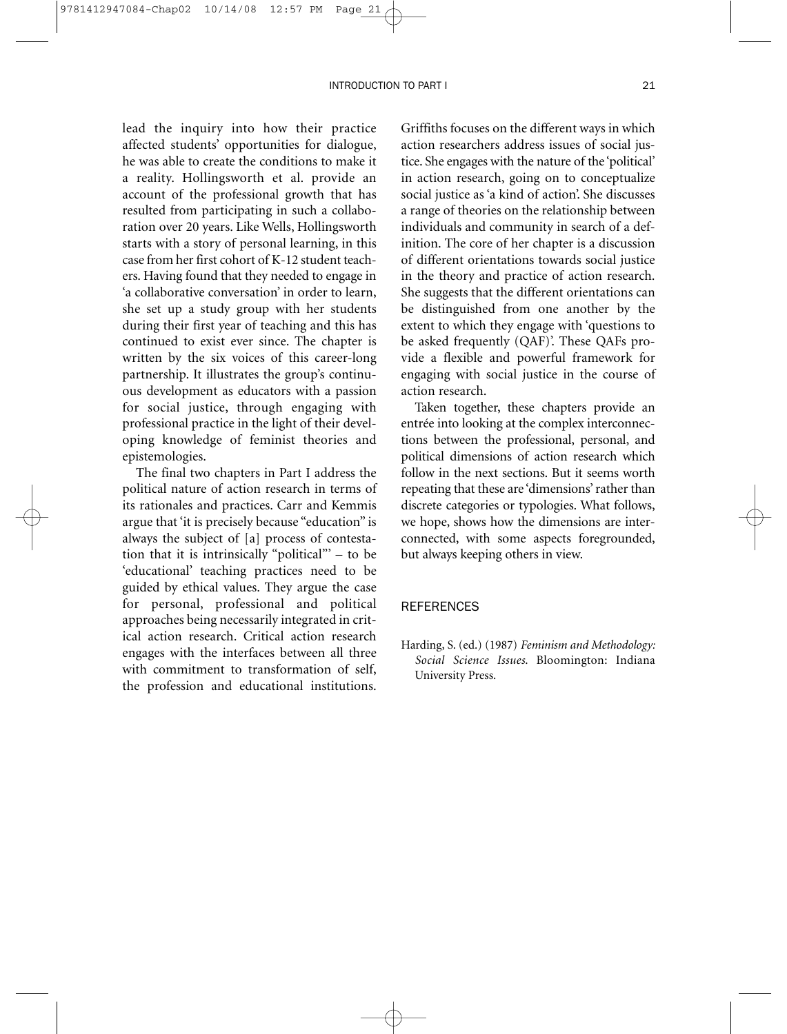lead the inquiry into how their practice affected students' opportunities for dialogue, he was able to create the conditions to make it a reality. Hollingsworth et al. provide an account of the professional growth that has resulted from participating in such a collaboration over 20 years. Like Wells, Hollingsworth starts with a story of personal learning, in this case from her first cohort of K-12 student teachers. Having found that they needed to engage in 'a collaborative conversation' in order to learn, she set up a study group with her students during their first year of teaching and this has continued to exist ever since. The chapter is written by the six voices of this career-long partnership. It illustrates the group's continuous development as educators with a passion for social justice, through engaging with professional practice in the light of their developing knowledge of feminist theories and epistemologies.

The final two chapters in Part I address the political nature of action research in terms of its rationales and practices. Carr and Kemmis argue that 'it is precisely because "education" is always the subject of [a] process of contestation that it is intrinsically "political"' – to be 'educational' teaching practices need to be guided by ethical values. They argue the case for personal, professional and political approaches being necessarily integrated in critical action research. Critical action research engages with the interfaces between all three with commitment to transformation of self, the profession and educational institutions. Griffiths focuses on the different ways in which action researchers address issues of social justice. She engages with the nature of the 'political' in action research, going on to conceptualize social justice as 'a kind of action'. She discusses a range of theories on the relationship between individuals and community in search of a definition. The core of her chapter is a discussion of different orientations towards social justice in the theory and practice of action research. She suggests that the different orientations can be distinguished from one another by the extent to which they engage with 'questions to be asked frequently (QAF)'. These QAFs provide a flexible and powerful framework for engaging with social justice in the course of action research.

Taken together, these chapters provide an entrée into looking at the complex interconnections between the professional, personal, and political dimensions of action research which follow in the next sections. But it seems worth repeating that these are 'dimensions' rather than discrete categories or typologies. What follows, we hope, shows how the dimensions are interconnected, with some aspects foregrounded, but always keeping others in view.

## REFERENCES

Harding, S. (ed.) (1987) *Feminism and Methodology: Social Science Issues*. Bloomington: Indiana University Press.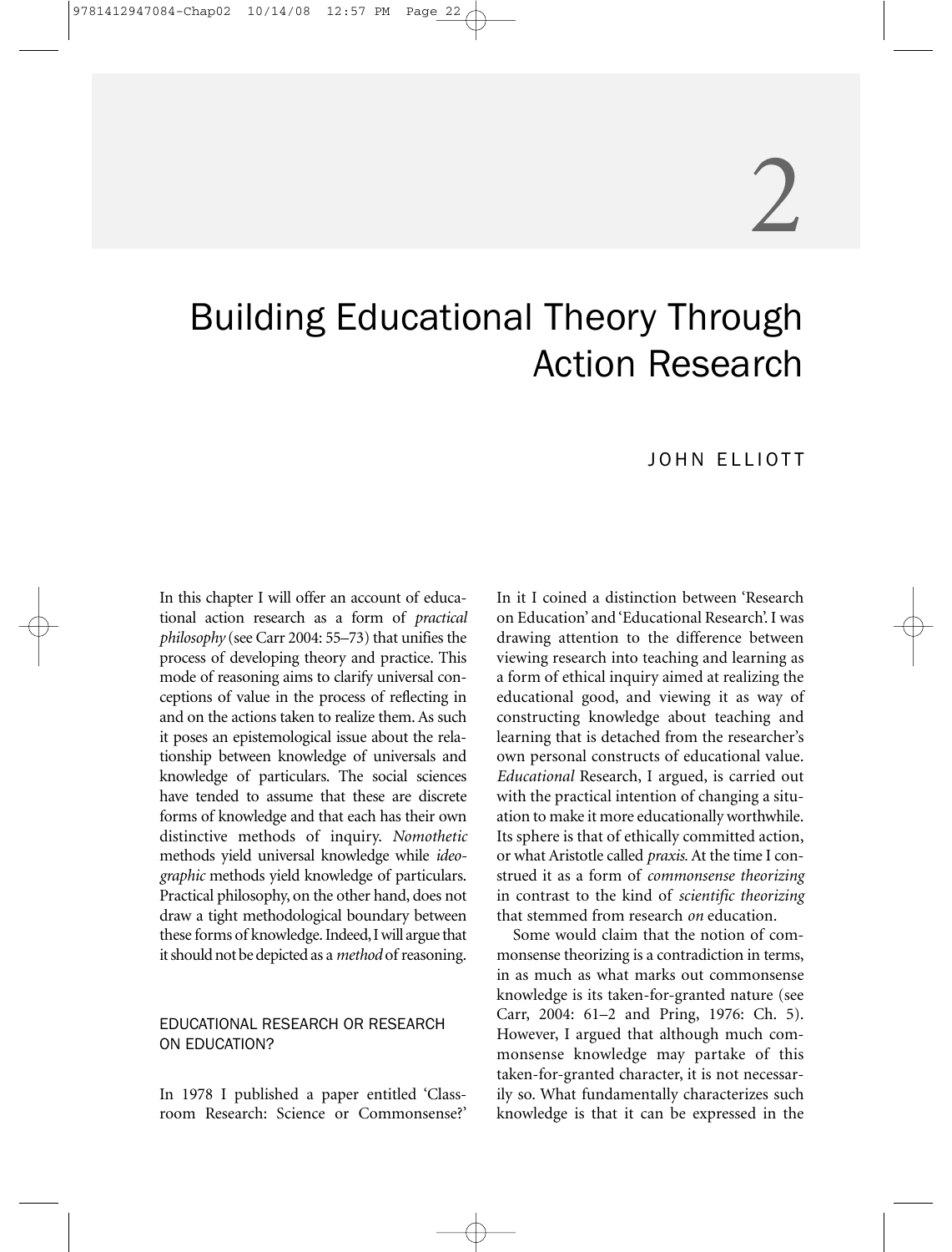# 2

# Building Educational Theory Through Action Research

JOHN ELLIOTT

In this chapter I will offer an account of educational action research as a form of *practical philosophy* (see Carr 2004: 55–73) that unifies the process of developing theory and practice. This mode of reasoning aims to clarify universal conceptions of value in the process of reflecting in and on the actions taken to realize them. As such it poses an epistemological issue about the relationship between knowledge of universals and knowledge of particulars. The social sciences have tended to assume that these are discrete forms of knowledge and that each has their own distinctive methods of inquiry. *Nomothetic* methods yield universal knowledge while *ideographic* methods yield knowledge of particulars. Practical philosophy, on the other hand, does not draw a tight methodological boundary between these forms of knowledge. Indeed, I will argue that it should not be depicted as a *method* of reasoning.

## EDUCATIONAL RESEARCH OR RESEARCH ON EDUCATION?

In 1978 I published a paper entitled 'Classroom Research: Science or Commonsense?' In it I coined a distinction between 'Research on Education' and 'Educational Research'. I was drawing attention to the difference between viewing research into teaching and learning as a form of ethical inquiry aimed at realizing the educational good, and viewing it as way of constructing knowledge about teaching and learning that is detached from the researcher's own personal constructs of educational value. *Educational* Research, I argued, is carried out with the practical intention of changing a situation to make it more educationally worthwhile. Its sphere is that of ethically committed action, or what Aristotle called *praxis.* At the time I construed it as a form of *commonsense theorizing* in contrast to the kind of *scientific theorizing* that stemmed from research *on* education.

Some would claim that the notion of commonsense theorizing is a contradiction in terms, in as much as what marks out commonsense knowledge is its taken-for-granted nature (see Carr, 2004: 61–2 and Pring, 1976: Ch. 5). However, I argued that although much commonsense knowledge may partake of this taken-for-granted character, it is not necessarily so. What fundamentally characterizes such knowledge is that it can be expressed in the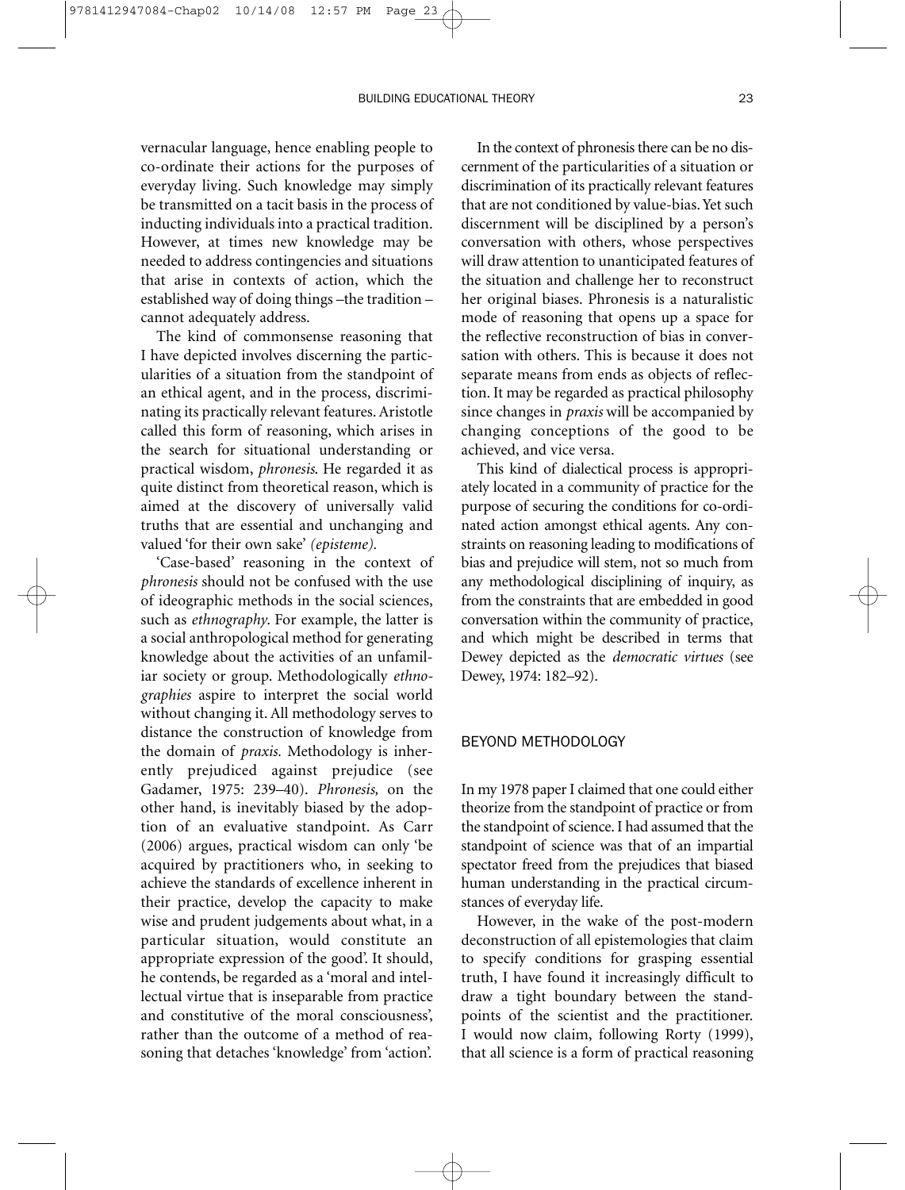vernacular language, hence enabling people to co-ordinate their actions for the purposes of everyday living. Such knowledge may simply be transmitted on a tacit basis in the process of inducting individuals into a practical tradition. However, at times new knowledge may be needed to address contingencies and situations that arise in contexts of action, which the established way of doing things –the tradition – cannot adequately address.

The kind of commonsense reasoning that I have depicted involves discerning the particularities of a situation from the standpoint of an ethical agent, and in the process, discriminating its practically relevant features. Aristotle called this form of reasoning, which arises in the search for situational understanding or practical wisdom, *phronesis*. He regarded it as quite distinct from theoretical reason, which is aimed at the discovery of universally valid truths that are essential and unchanging and valued 'for their own sake' *(episteme).*

'Case-based' reasoning in the context of *phronesis* should not be confused with the use of ideographic methods in the social sciences, such as *ethnography*. For example, the latter is a social anthropological method for generating knowledge about the activities of an unfamiliar society or group. Methodologically *ethnographies* aspire to interpret the social world without changing it. All methodology serves to distance the construction of knowledge from the domain of *praxis*. Methodology is inherently prejudiced against prejudice (see Gadamer, 1975: 239–40). *Phronesis,* on the other hand, is inevitably biased by the adoption of an evaluative standpoint. As Carr (2006) argues, practical wisdom can only 'be acquired by practitioners who, in seeking to achieve the standards of excellence inherent in their practice, develop the capacity to make wise and prudent judgements about what, in a particular situation, would constitute an appropriate expression of the good'. It should, he contends, be regarded as a 'moral and intellectual virtue that is inseparable from practice and constitutive of the moral consciousness', rather than the outcome of a method of reasoning that detaches 'knowledge' from 'action'.

In the context of phronesis there can be no discernment of the particularities of a situation or discrimination of its practically relevant features that are not conditioned by value-bias. Yet such discernment will be disciplined by a person's conversation with others, whose perspectives will draw attention to unanticipated features of the situation and challenge her to reconstruct her original biases. Phronesis is a naturalistic mode of reasoning that opens up a space for the reflective reconstruction of bias in conversation with others. This is because it does not separate means from ends as objects of reflection. It may be regarded as practical philosophy since changes in *praxis* will be accompanied by changing conceptions of the good to be achieved, and vice versa.

This kind of dialectical process is appropriately located in a community of practice for the purpose of securing the conditions for co-ordinated action amongst ethical agents. Any constraints on reasoning leading to modifications of bias and prejudice will stem, not so much from any methodological disciplining of inquiry, as from the constraints that are embedded in good conversation within the community of practice, and which might be described in terms that Dewey depicted as the *democratic virtues* (see Dewey, 1974: 182–92).

## BEYOND METHODOLOGY

In my 1978 paper I claimed that one could either theorize from the standpoint of practice or from the standpoint of science. I had assumed that the standpoint of science was that of an impartial spectator freed from the prejudices that biased human understanding in the practical circumstances of everyday life.

However, in the wake of the post-modern deconstruction of all epistemologies that claim to specify conditions for grasping essential truth, I have found it increasingly difficult to draw a tight boundary between the standpoints of the scientist and the practitioner. I would now claim, following Rorty (1999), that all science is a form of practical reasoning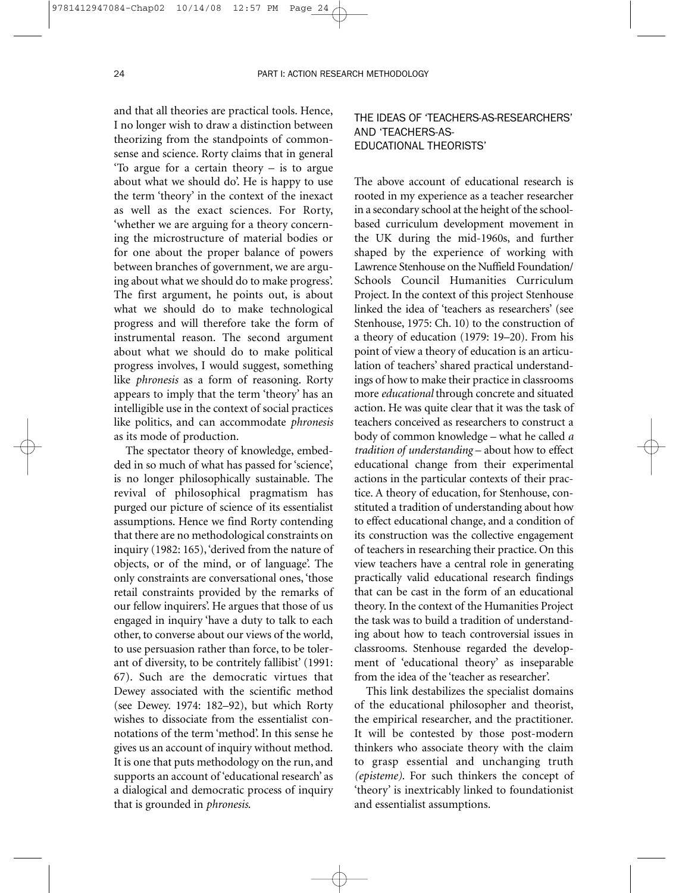and that all theories are practical tools. Hence, I no longer wish to draw a distinction between theorizing from the standpoints of commonsense and science. Rorty claims that in general 'To argue for a certain theory – is to argue about what we should do'. He is happy to use the term 'theory' in the context of the inexact as well as the exact sciences. For Rorty, 'whether we are arguing for a theory concerning the microstructure of material bodies or for one about the proper balance of powers between branches of government, we are arguing about what we should do to make progress'. The first argument, he points out, is about what we should do to make technological progress and will therefore take the form of instrumental reason. The second argument about what we should do to make political progress involves, I would suggest, something like *phronesis* as a form of reasoning. Rorty appears to imply that the term 'theory' has an intelligible use in the context of social practices like politics, and can accommodate *phronesis* as its mode of production.

The spectator theory of knowledge, embedded in so much of what has passed for 'science', is no longer philosophically sustainable. The revival of philosophical pragmatism has purged our picture of science of its essentialist assumptions. Hence we find Rorty contending that there are no methodological constraints on inquiry (1982: 165), 'derived from the nature of objects, or of the mind, or of language'. The only constraints are conversational ones, 'those retail constraints provided by the remarks of our fellow inquirers'. He argues that those of us engaged in inquiry 'have a duty to talk to each other, to converse about our views of the world, to use persuasion rather than force, to be tolerant of diversity, to be contritely fallibist' (1991: 67). Such are the democratic virtues that Dewey associated with the scientific method (see Dewey. 1974: 182–92), but which Rorty wishes to dissociate from the essentialist connotations of the term 'method'. In this sense he gives us an account of inquiry without method. It is one that puts methodology on the run, and supports an account of 'educational research' as a dialogical and democratic process of inquiry that is grounded in *phronesis.*

## THE IDEAS OF 'TEACHERS-AS-RESEARCHERS' AND 'TEACHERS-AS-EDUCATIONAL THEORISTS'

The above account of educational research is rooted in my experience as a teacher researcher in a secondary school at the height of the school-based curriculum development movement in the UK during the mid-1960s, and further shaped by the experience of working with Lawrence Stenhouse on the Nuffield Foundation/ Schools Council Humanities Curriculum Project. In the context of this project Stenhouse linked the idea of 'teachers as researchers' (see Stenhouse, 1975: Ch. 10) to the construction of a theory of education (1979: 19–20). From his point of view a theory of education is an articulation of teachers' shared practical understandings of how to make their practice in classrooms more *educational* through concrete and situated action. He was quite clear that it was the task of teachers conceived as researchers to construct a body of common knowledge – what he called *a tradition of understanding* – about how to effect educational change from their experimental actions in the particular contexts of their practice. A theory of education, for Stenhouse, constituted a tradition of understanding about how to effect educational change, and a condition of its construction was the collective engagement of teachers in researching their practice. On this view teachers have a central role in generating practically valid educational research findings that can be cast in the form of an educational theory. In the context of the Humanities Project the task was to build a tradition of understanding about how to teach controversial issues in classrooms. Stenhouse regarded the development of 'educational theory' as inseparable from the idea of the 'teacher as researcher'.

This link destabilizes the specialist domains of the educational philosopher and theorist, the empirical researcher, and the practitioner. It will be contested by those post-modern thinkers who associate theory with the claim to grasp essential and unchanging truth *(episteme)*. For such thinkers the concept of 'theory' is inextricably linked to foundationist and essentialist assumptions.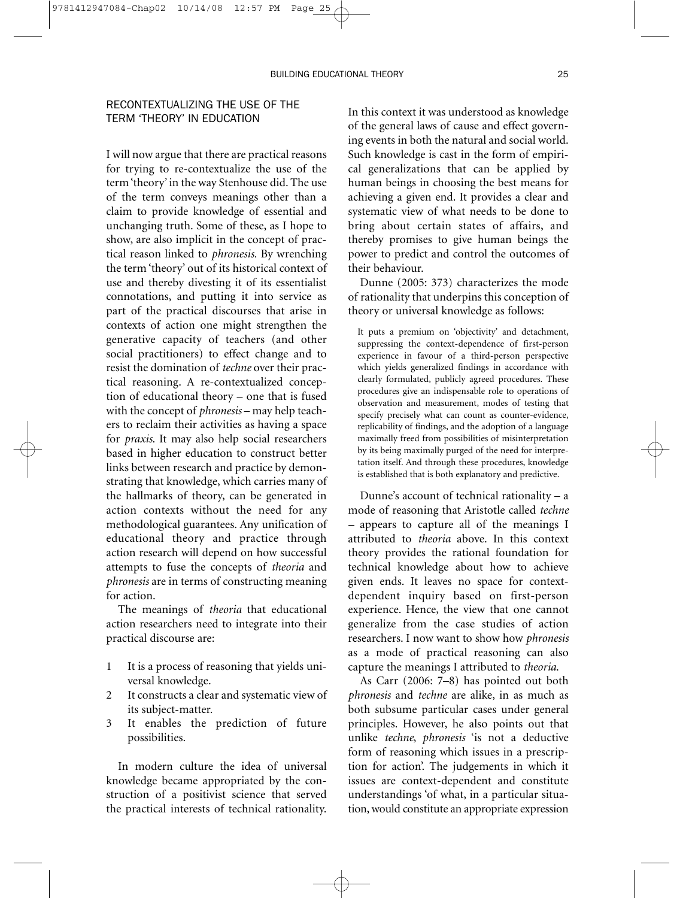## RECONTEXTUALIZING THE USE OF THE TERM 'THEORY' IN EDUCATION

I will now argue that there are practical reasons for trying to re-contextualize the use of the term 'theory' in the way Stenhouse did. The use of the term conveys meanings other than a claim to provide knowledge of essential and unchanging truth. Some of these, as I hope to show, are also implicit in the concept of practical reason linked to *phronesis*. By wrenching the term 'theory' out of its historical context of use and thereby divesting it of its essentialist connotations, and putting it into service as part of the practical discourses that arise in contexts of action one might strengthen the generative capacity of teachers (and other social practitioners) to effect change and to resist the domination of *techne* over their practical reasoning. A re-contextualized conception of educational theory – one that is fused with the concept of *phronesis* – may help teachers to reclaim their activities as having a space for *praxis*. It may also help social researchers based in higher education to construct better links between research and practice by demonstrating that knowledge, which carries many of the hallmarks of theory, can be generated in action contexts without the need for any methodological guarantees. Any unification of educational theory and practice through action research will depend on how successful attempts to fuse the concepts of *theoria* and *phronesis* are in terms of constructing meaning for action.

The meanings of *theoria* that educational action researchers need to integrate into their practical discourse are:

1. It is a process of reasoning that yields universal knowledge.
2. It constructs a clear and systematic view of its subject-matter.
3. It enables the prediction of future possibilities.

In modern culture the idea of universal knowledge became appropriated by the construction of a positivist science that served the practical interests of technical rationality. In this context it was understood as knowledge of the general laws of cause and effect governing events in both the natural and social world. Such knowledge is cast in the form of empirical generalizations that can be applied by human beings in choosing the best means for achieving a given end. It provides a clear and systematic view of what needs to be done to bring about certain states of affairs, and thereby promises to give human beings the power to predict and control the outcomes of their behaviour.

Dunne (2005: 373) characterizes the mode of rationality that underpins this conception of theory or universal knowledge as follows:

> It puts a premium on 'objectivity' and detachment, suppressing the context-dependence of first-person experience in favour of a third-person perspective which yields generalized findings in accordance with clearly formulated, publicly agreed procedures. These procedures give an indispensable role to operations of observation and measurement, modes of testing that specify precisely what can count as counter-evidence, replicability of findings, and the adoption of a language maximally freed from possibilities of misinterpretation by its being maximally purged of the need for interpretation itself. And through these procedures, knowledge is established that is both explanatory and predictive.

Dunne's account of technical rationality – a mode of reasoning that Aristotle called *techne* – appears to capture all of the meanings I attributed to *theoria* above. In this context theory provides the rational foundation for technical knowledge about how to achieve given ends. It leaves no space for context-dependent inquiry based on first-person experience. Hence, the view that one cannot generalize from the case studies of action researchers. I now want to show how *phronesis* as a mode of practical reasoning can also capture the meanings I attributed to *theoria*.

As Carr (2006: 7–8) has pointed out both *phronesis* and *techne* are alike, in as much as both subsume particular cases under general principles. However, he also points out that unlike *techne*, *phronesis* 'is not a deductive form of reasoning which issues in a prescription for action'. The judgements in which it issues are context-dependent and constitute understandings 'of what, in a particular situation, would constitute an appropriate expression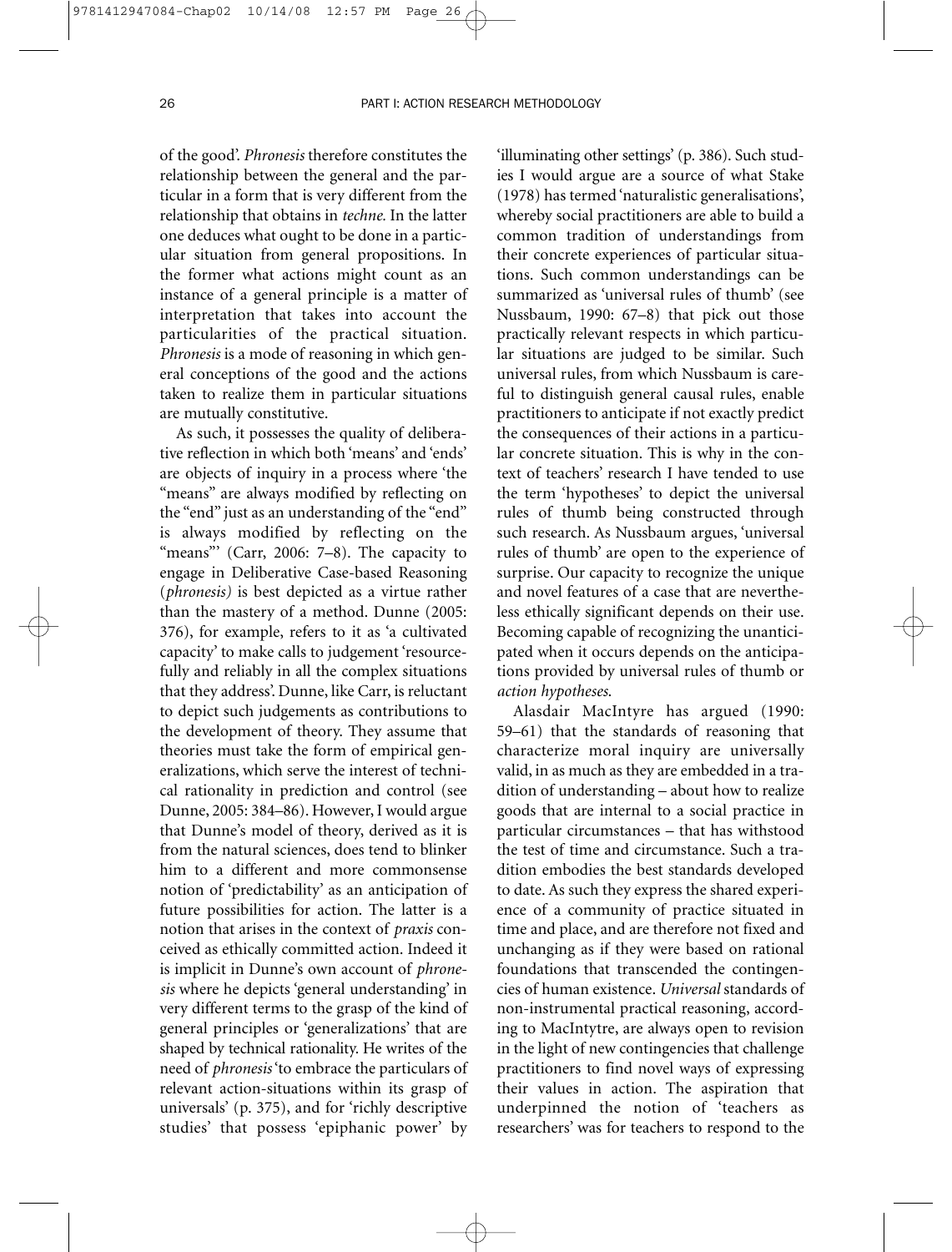of the good'. *Phronesis* therefore constitutes the relationship between the general and the particular in a form that is very different from the relationship that obtains in *techne.* In the latter one deduces what ought to be done in a particular situation from general propositions. In the former what actions might count as an instance of a general principle is a matter of interpretation that takes into account the particularities of the practical situation. *Phronesis* is a mode of reasoning in which general conceptions of the good and the actions taken to realize them in particular situations are mutually constitutive.

As such, it possesses the quality of deliberative reflection in which both 'means' and 'ends' are objects of inquiry in a process where 'the "means" are always modified by reflecting on the "end" just as an understanding of the "end" is always modified by reflecting on the "means"' (Carr, 2006: 7–8). The capacity to engage in Deliberative Case-based Reasoning (*phronesis)* is best depicted as a virtue rather than the mastery of a method. Dunne (2005: 376), for example, refers to it as 'a cultivated capacity' to make calls to judgement 'resourcefully and reliably in all the complex situations that they address'. Dunne, like Carr, is reluctant to depict such judgements as contributions to the development of theory. They assume that theories must take the form of empirical generalizations, which serve the interest of technical rationality in prediction and control (see Dunne, 2005: 384–86). However, I would argue that Dunne's model of theory, derived as it is from the natural sciences, does tend to blinker him to a different and more commonsense notion of 'predictability' as an anticipation of future possibilities for action. The latter is a notion that arises in the context of *praxis* conceived as ethically committed action. Indeed it is implicit in Dunne's own account of *phronesis* where he depicts 'general understanding' in very different terms to the grasp of the kind of general principles or 'generalizations' that are shaped by technical rationality. He writes of the need of *phronesis* 'to embrace the particulars of relevant action-situations within its grasp of universals' (p. 375), and for 'richly descriptive studies' that possess 'epiphanic power' by 'illuminating other settings' (p. 386). Such studies I would argue are a source of what Stake (1978) has termed 'naturalistic generalisations', whereby social practitioners are able to build a common tradition of understandings from their concrete experiences of particular situations. Such common understandings can be summarized as 'universal rules of thumb' (see Nussbaum, 1990: 67–8) that pick out those practically relevant respects in which particular situations are judged to be similar. Such universal rules, from which Nussbaum is careful to distinguish general causal rules, enable practitioners to anticipate if not exactly predict the consequences of their actions in a particular concrete situation. This is why in the context of teachers' research I have tended to use the term 'hypotheses' to depict the universal rules of thumb being constructed through such research. As Nussbaum argues, 'universal rules of thumb' are open to the experience of surprise. Our capacity to recognize the unique and novel features of a case that are nevertheless ethically significant depends on their use. Becoming capable of recognizing the unanticipated when it occurs depends on the anticipations provided by universal rules of thumb or *action hypotheses.*

Alasdair MacIntyre has argued (1990: 59–61) that the standards of reasoning that characterize moral inquiry are universally valid, in as much as they are embedded in a tradition of understanding – about how to realize goods that are internal to a social practice in particular circumstances – that has withstood the test of time and circumstance. Such a tradition embodies the best standards developed to date. As such they express the shared experience of a community of practice situated in time and place, and are therefore not fixed and unchanging as if they were based on rational foundations that transcended the contingencies of human existence. *Universal* standards of non-instrumental practical reasoning, according to MacIntytre, are always open to revision in the light of new contingencies that challenge practitioners to find novel ways of expressing their values in action. The aspiration that underpinned the notion of 'teachers as researchers' was for teachers to respond to the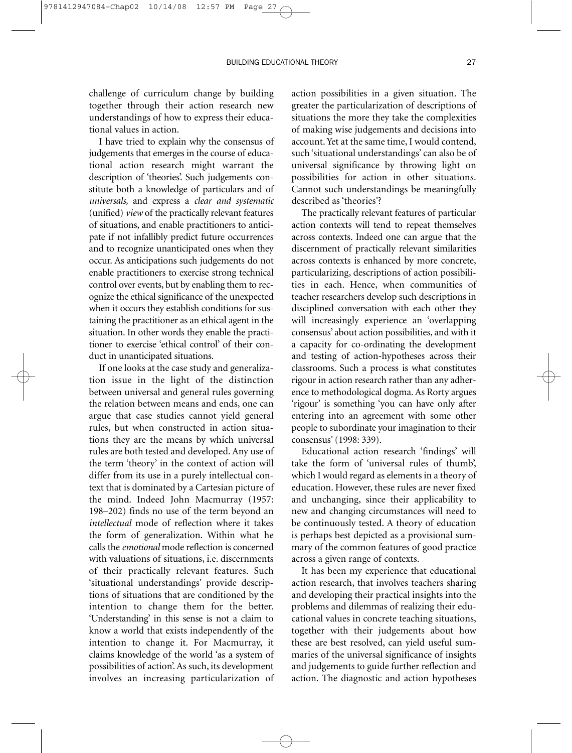challenge of curriculum change by building together through their action research new understandings of how to express their educational values in action.

I have tried to explain why the consensus of judgements that emerges in the course of educational action research might warrant the description of 'theories'. Such judgements constitute both a knowledge of particulars and of *universals,* and express a *clear and systematic* (unified) *view* of the practically relevant features of situations, and enable practitioners to anticipate if not infallibly predict future occurrences and to recognize unanticipated ones when they occur. As anticipations such judgements do not enable practitioners to exercise strong technical control over events, but by enabling them to recognize the ethical significance of the unexpected when it occurs they establish conditions for sustaining the practitioner as an ethical agent in the situation. In other words they enable the practitioner to exercise 'ethical control' of their conduct in unanticipated situations.

If one looks at the case study and generalization issue in the light of the distinction between universal and general rules governing the relation between means and ends, one can argue that case studies cannot yield general rules, but when constructed in action situations they are the means by which universal rules are both tested and developed. Any use of the term 'theory' in the context of action will differ from its use in a purely intellectual context that is dominated by a Cartesian picture of the mind. Indeed John Macmurray (1957: 198–202) finds no use of the term beyond an *intellectual* mode of reflection where it takes the form of generalization. Within what he calls the *emotional* mode reflection is concerned with valuations of situations, i.e. discernments of their practically relevant features. Such 'situational understandings' provide descriptions of situations that are conditioned by the intention to change them for the better. 'Understanding' in this sense is not a claim to know a world that exists independently of the intention to change it. For Macmurray, it claims knowledge of the world 'as a system of possibilities of action'. As such, its development involves an increasing particularization of action possibilities in a given situation. The greater the particularization of descriptions of situations the more they take the complexities of making wise judgements and decisions into account. Yet at the same time, I would contend, such 'situational understandings' can also be of universal significance by throwing light on possibilities for action in other situations. Cannot such understandings be meaningfully described as 'theories'?

The practically relevant features of particular action contexts will tend to repeat themselves across contexts. Indeed one can argue that the discernment of practically relevant similarities across contexts is enhanced by more concrete, particularizing, descriptions of action possibilities in each. Hence, when communities of teacher researchers develop such descriptions in disciplined conversation with each other they will increasingly experience an 'overlapping consensus' about action possibilities, and with it a capacity for co-ordinating the development and testing of action-hypotheses across their classrooms. Such a process is what constitutes rigour in action research rather than any adherence to methodological dogma. As Rorty argues 'rigour' is something 'you can have only after entering into an agreement with some other people to subordinate your imagination to their consensus' (1998: 339).

Educational action research 'findings' will take the form of 'universal rules of thumb', which I would regard as elements in a theory of education. However, these rules are never fixed and unchanging, since their applicability to new and changing circumstances will need to be continuously tested. A theory of education is perhaps best depicted as a provisional summary of the common features of good practice across a given range of contexts.

It has been my experience that educational action research, that involves teachers sharing and developing their practical insights into the problems and dilemmas of realizing their educational values in concrete teaching situations, together with their judgements about how these are best resolved, can yield useful summaries of the universal significance of insights and judgements to guide further reflection and action. The diagnostic and action hypotheses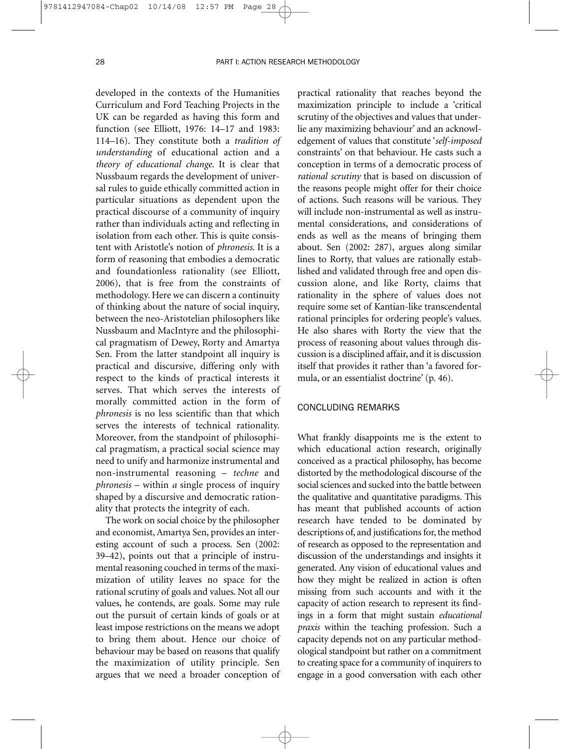developed in the contexts of the Humanities Curriculum and Ford Teaching Projects in the UK can be regarded as having this form and function (see Elliott, 1976: 14–17 and 1983: 114–16). They constitute both a *tradition of understanding* of educational action and a *theory of educational change*. It is clear that Nussbaum regards the development of universal rules to guide ethically committed action in particular situations as dependent upon the practical discourse of a community of inquiry rather than individuals acting and reflecting in isolation from each other. This is quite consistent with Aristotle's notion of *phronesis*. It is a form of reasoning that embodies a democratic and foundationless rationality (see Elliott, 2006), that is free from the constraints of methodology. Here we can discern a continuity of thinking about the nature of social inquiry, between the neo-Aristotelian philosophers like Nussbaum and MacIntyre and the philosophical pragmatism of Dewey, Rorty and Amartya Sen. From the latter standpoint all inquiry is practical and discursive, differing only with respect to the kinds of practical interests it serves. That which serves the interests of morally committed action in the form of *phronesis* is no less scientific than that which serves the interests of technical rationality. Moreover, from the standpoint of philosophical pragmatism, a practical social science may need to unify and harmonize instrumental and non-instrumental reasoning – *techne* and *phronesis* – within *a* single process of inquiry shaped by a discursive and democratic rationality that protects the integrity of each.

The work on social choice by the philosopher and economist, Amartya Sen, provides an interesting account of such a process. Sen (2002: 39–42), points out that a principle of instrumental reasoning couched in terms of the maximization of utility leaves no space for the rational scrutiny of goals and values. Not all our values, he contends, are goals. Some may rule out the pursuit of certain kinds of goals or at least impose restrictions on the means we adopt to bring them about. Hence our choice of behaviour may be based on reasons that qualify the maximization of utility principle. Sen argues that we need a broader conception of practical rationality that reaches beyond the maximization principle to include a 'critical scrutiny of the objectives and values that underlie any maximizing behaviour' and an acknowledgement of values that constitute '*self-imposed* constraints' on that behaviour. He casts such a conception in terms of a democratic process of *rational scrutiny* that is based on discussion of the reasons people might offer for their choice of actions. Such reasons will be various. They will include non-instrumental as well as instrumental considerations, and considerations of ends as well as the means of bringing them about. Sen (2002: 287), argues along similar lines to Rorty, that values are rationally established and validated through free and open discussion alone, and like Rorty, claims that rationality in the sphere of values does not require some set of Kantian-like transcendental rational principles for ordering people's values. He also shares with Rorty the view that the process of reasoning about values through discussion is a disciplined affair, and it is discussion itself that provides it rather than 'a favored formula, or an essentialist doctrine' (p. 46).

## CONCLUDING REMARKS

What frankly disappoints me is the extent to which educational action research, originally conceived as a practical philosophy, has become distorted by the methodological discourse of the social sciences and sucked into the battle between the qualitative and quantitative paradigms. This has meant that published accounts of action research have tended to be dominated by descriptions of, and justifications for, the method of research as opposed to the representation and discussion of the understandings and insights it generated. Any vision of educational values and how they might be realized in action is often missing from such accounts and with it the capacity of action research to represent its findings in a form that might sustain *educational praxis* within the teaching profession. Such a capacity depends not on any particular methodological standpoint but rather on a commitment to creating space for a community of inquirers to engage in a good conversation with each other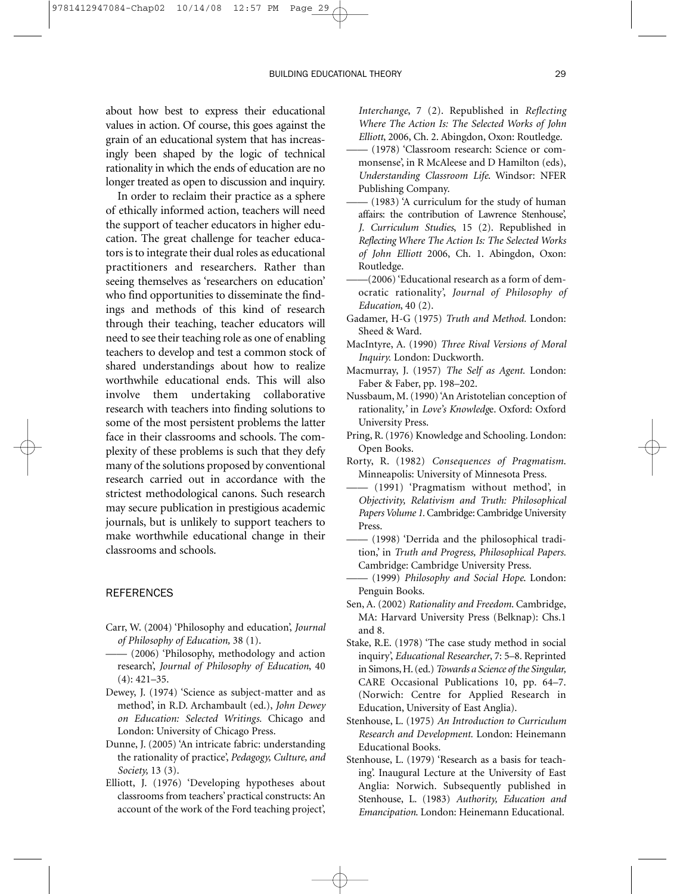about how best to express their educational values in action. Of course, this goes against the grain of an educational system that has increasingly been shaped by the logic of technical rationality in which the ends of education are no longer treated as open to discussion and inquiry.

In order to reclaim their practice as a sphere of ethically informed action, teachers will need the support of teacher educators in higher education. The great challenge for teacher educators is to integrate their dual roles as educational practitioners and researchers. Rather than seeing themselves as 'researchers on education' who find opportunities to disseminate the findings and methods of this kind of research through their teaching, teacher educators will need to see their teaching role as one of enabling teachers to develop and test a common stock of shared understandings about how to realize worthwhile educational ends. This will also involve them undertaking collaborative research with teachers into finding solutions to some of the most persistent problems the latter face in their classrooms and schools. The complexity of these problems is such that they defy many of the solutions proposed by conventional research carried out in accordance with the strictest methodological canons. Such research may secure publication in prestigious academic journals, but is unlikely to support teachers to make worthwhile educational change in their classrooms and schools.

## REFERENCES

Carr, W. (2004) 'Philosophy and education', *Journal of Philosophy of Education,* 38 (1).

—— (2006) 'Philosophy, methodology and action research', *Journal of Philosophy of Education*, 40 (4): 421–35.

Dewey, J. (1974) 'Science as subject-matter and as method', in R.D. Archambault (ed.), *John Dewey on Education: Selected Writings.* Chicago and London: University of Chicago Press.

Dunne, J. (2005) 'An intricate fabric: understanding the rationality of practice', *Pedagogy, Culture, and Society,* 13 (3).

Elliott, J. (1976) 'Developing hypotheses about classrooms from teachers' practical constructs: An account of the work of the Ford teaching project', *Interchange*, 7 (2). Republished in *Reflecting Where The Action Is: The Selected Works of John Elliott*, 2006, Ch. 2. Abingdon, Oxon: Routledge.

—— (1978) 'Classroom research: Science or commonsense', in R McAleese and D Hamilton (eds), *Understanding Classroom Life*. Windsor: NFER Publishing Company.

—— (1983) 'A curriculum for the study of human affairs: the contribution of Lawrence Stenhouse', *J. Curriculum Studies*, 15 (2). Republished in *Reflecting Where The Action Is: The Selected Works of John Elliott* 2006, Ch. 1. Abingdon, Oxon: Routledge.

——(2006) 'Educational research as a form of democratic rationality', *Journal of Philosophy of Education*, 40 (2).

Gadamer, H-G (1975) *Truth and Method.* London: Sheed & Ward.

MacIntyre, A. (1990) *Three Rival Versions of Moral Inquiry.* London: Duckworth.

Macmurray, J. (1957) *The Self as Agent.* London: Faber & Faber, pp. 198–202.

Nussbaum, M. (1990) 'An Aristotelian conception of rationality,' in *Love's Knowledge*. Oxford: Oxford University Press.

Pring, R. (1976) Knowledge and Schooling. London: Open Books.

Rorty, R. (1982) *Consequences of Pragmatism*. Minneapolis: University of Minnesota Press.

—— (1991) 'Pragmatism without method', in *Objectivity, Relativism and Truth: Philosophical Papers Volume 1.* Cambridge: Cambridge University Press.

—— (1998) 'Derrida and the philosophical tradition,' in *Truth and Progress, Philosophical Papers.* Cambridge: Cambridge University Press.

—— (1999) *Philosophy and Social Hope.* London: Penguin Books.

Sen, A. (2002) *Rationality and Freedom.* Cambridge, MA: Harvard University Press (Belknap): Chs.1 and 8.

Stake, R.E. (1978) 'The case study method in social inquiry', *Educational Researcher*, 7: 5–8. Reprinted in Simons, H. (ed.) *Towards a Science of the Singular,* CARE Occasional Publications 10, pp. 64–7. (Norwich: Centre for Applied Research in Education, University of East Anglia).

Stenhouse, L. (1975) *An Introduction to Curriculum Research and Development.* London: Heinemann Educational Books.

Stenhouse, L. (1979) 'Research as a basis for teaching'. Inaugural Lecture at the University of East Anglia: Norwich. Subsequently published in Stenhouse, L. (1983) *Authority, Education and Emancipation.* London: Heinemann Educational.